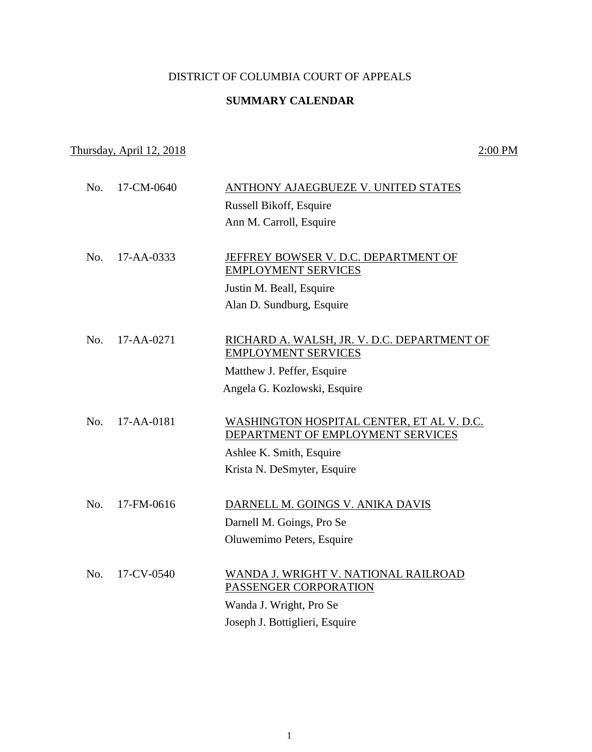DISTRICT OF COLUMBIA COURT OF APPEALS

**SUMMARY CALENDAR**

Thursday, April 12, 2018 — 2:00 PM

No. 17-CM-0640 — ANTHONY AJAEGBUEZE V. UNITED STATES
Russell Bikoff, Esquire
Ann M. Carroll, Esquire

No. 17-AA-0333 — JEFFREY BOWSER V. D.C. DEPARTMENT OF EMPLOYMENT SERVICES
Justin M. Beall, Esquire
Alan D. Sundburg, Esquire

No. 17-AA-0271 — RICHARD A. WALSH, JR. V. D.C. DEPARTMENT OF EMPLOYMENT SERVICES
Matthew J. Peffer, Esquire
Angela G. Kozlowski, Esquire

No. 17-AA-0181 — WASHINGTON HOSPITAL CENTER, ET AL V. D.C. DEPARTMENT OF EMPLOYMENT SERVICES
Ashlee K. Smith, Esquire
Krista N. DeSmyter, Esquire

No. 17-FM-0616 — DARNELL M. GOINGS V. ANIKA DAVIS
Darnell M. Goings, Pro Se
Oluwemimo Peters, Esquire

No. 17-CV-0540 — WANDA J. WRIGHT V. NATIONAL RAILROAD PASSENGER CORPORATION
Wanda J. Wright, Pro Se
Joseph J. Bottiglieri, Esquire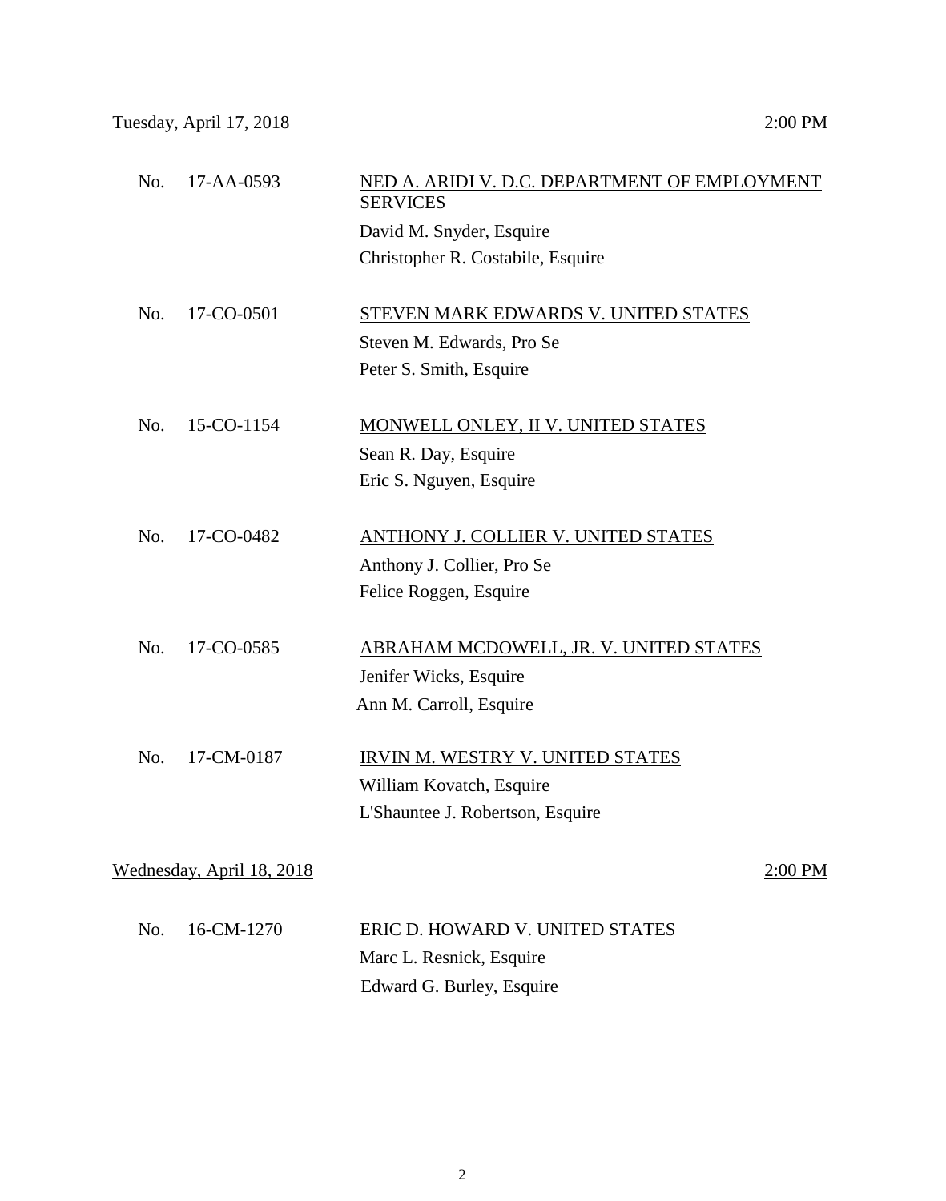<u>Tuesday, April 17, 2018</u> <u>2:00 PM</u>

| | | |
|---|---|---|
| No. | 17-AA-0593 | <u>NED A. ARIDI V. D.C. DEPARTMENT OF EMPLOYMENT SERVICES</u><br>David M. Snyder, Esquire<br>Christopher R. Costabile, Esquire |
| No. | 17-CO-0501 | <u>STEVEN MARK EDWARDS V. UNITED STATES</u><br>Steven M. Edwards, Pro Se<br>Peter S. Smith, Esquire |
| No. | 15-CO-1154 | <u>MONWELL ONLEY, II V. UNITED STATES</u><br>Sean R. Day, Esquire<br>Eric S. Nguyen, Esquire |
| No. | 17-CO-0482 | <u>ANTHONY J. COLLIER V. UNITED STATES</u><br>Anthony J. Collier, Pro Se<br>Felice Roggen, Esquire |
| No. | 17-CO-0585 | <u>ABRAHAM MCDOWELL, JR. V. UNITED STATES</u><br>Jenifer Wicks, Esquire<br>Ann M. Carroll, Esquire |
| No. | 17-CM-0187 | <u>IRVIN M. WESTRY V. UNITED STATES</u><br>William Kovatch, Esquire<br>L'Shauntee J. Robertson, Esquire |

<u>Wednesday, April 18, 2018</u> <u>2:00 PM</u>

| | | |
|---|---|---|
| No. | 16-CM-1270 | <u>ERIC D. HOWARD V. UNITED STATES</u><br>Marc L. Resnick, Esquire<br>Edward G. Burley, Esquire |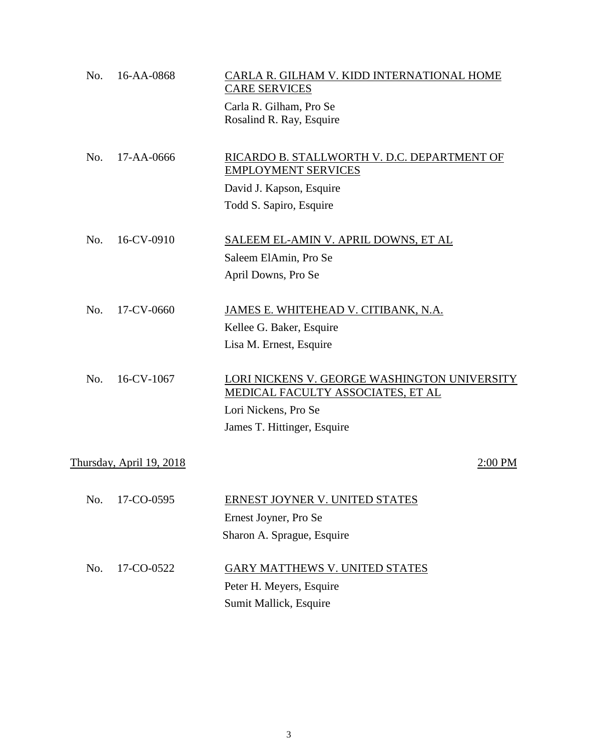No. 16-AA-0868 — <u>CARLA R. GILHAM V. KIDD INTERNATIONAL HOME CARE SERVICES</u>

Carla R. Gilham, Pro Se
Rosalind R. Ray, Esquire

No. 17-AA-0666 — <u>RICARDO B. STALLWORTH V. D.C. DEPARTMENT OF EMPLOYMENT SERVICES</u>

David J. Kapson, Esquire
Todd S. Sapiro, Esquire

No. 16-CV-0910 — <u>SALEEM EL-AMIN V. APRIL DOWNS, ET AL</u>

Saleem ElAmin, Pro Se
April Downs, Pro Se

No. 17-CV-0660 — <u>JAMES E. WHITEHEAD V. CITIBANK, N.A.</u>

Kellee G. Baker, Esquire
Lisa M. Ernest, Esquire

No. 16-CV-1067 — <u>LORI NICKENS V. GEORGE WASHINGTON UNIVERSITY MEDICAL FACULTY ASSOCIATES, ET AL</u>

Lori Nickens, Pro Se
James T. Hittinger, Esquire

<u>Thursday, April 19, 2018</u> — <u>2:00 PM</u>

No. 17-CO-0595 — <u>ERNEST JOYNER V. UNITED STATES</u>

Ernest Joyner, Pro Se
Sharon A. Sprague, Esquire

No. 17-CO-0522 — <u>GARY MATTHEWS V. UNITED STATES</u>

Peter H. Meyers, Esquire
Sumit Mallick, Esquire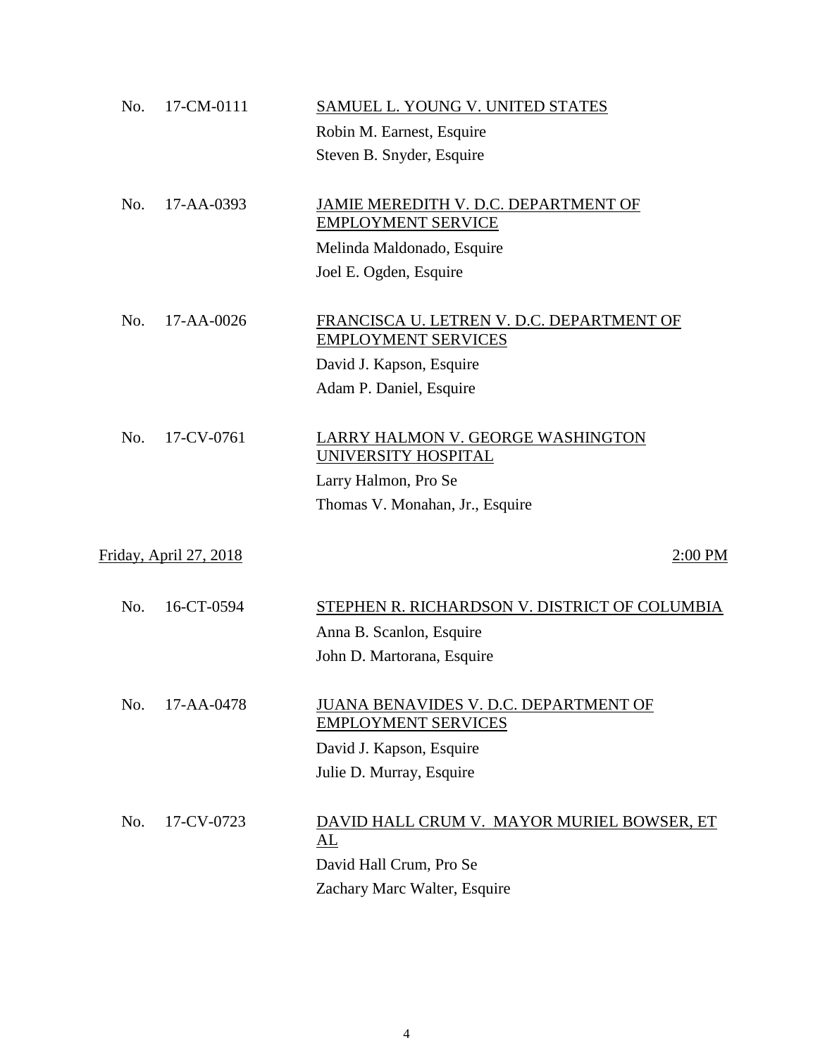No. 17-CM-0111 — <u>SAMUEL L. YOUNG V. UNITED STATES</u>

Robin M. Earnest, Esquire
Steven B. Snyder, Esquire

No. 17-AA-0393 — <u>JAMIE MEREDITH V. D.C. DEPARTMENT OF EMPLOYMENT SERVICE</u>

Melinda Maldonado, Esquire
Joel E. Ogden, Esquire

No. 17-AA-0026 — <u>FRANCISCA U. LETREN V. D.C. DEPARTMENT OF EMPLOYMENT SERVICES</u>

David J. Kapson, Esquire
Adam P. Daniel, Esquire

No. 17-CV-0761 — <u>LARRY HALMON V. GEORGE WASHINGTON UNIVERSITY HOSPITAL</u>

Larry Halmon, Pro Se
Thomas V. Monahan, Jr., Esquire

<u>Friday, April 27, 2018</u> — <u>2:00 PM</u>

No. 16-CT-0594 — <u>STEPHEN R. RICHARDSON V. DISTRICT OF COLUMBIA</u>

Anna B. Scanlon, Esquire
John D. Martorana, Esquire

No. 17-AA-0478 — <u>JUANA BENAVIDES V. D.C. DEPARTMENT OF EMPLOYMENT SERVICES</u>

David J. Kapson, Esquire
Julie D. Murray, Esquire

No. 17-CV-0723 — <u>DAVID HALL CRUM V. MAYOR MURIEL BOWSER, ET AL</u>

David Hall Crum, Pro Se
Zachary Marc Walter, Esquire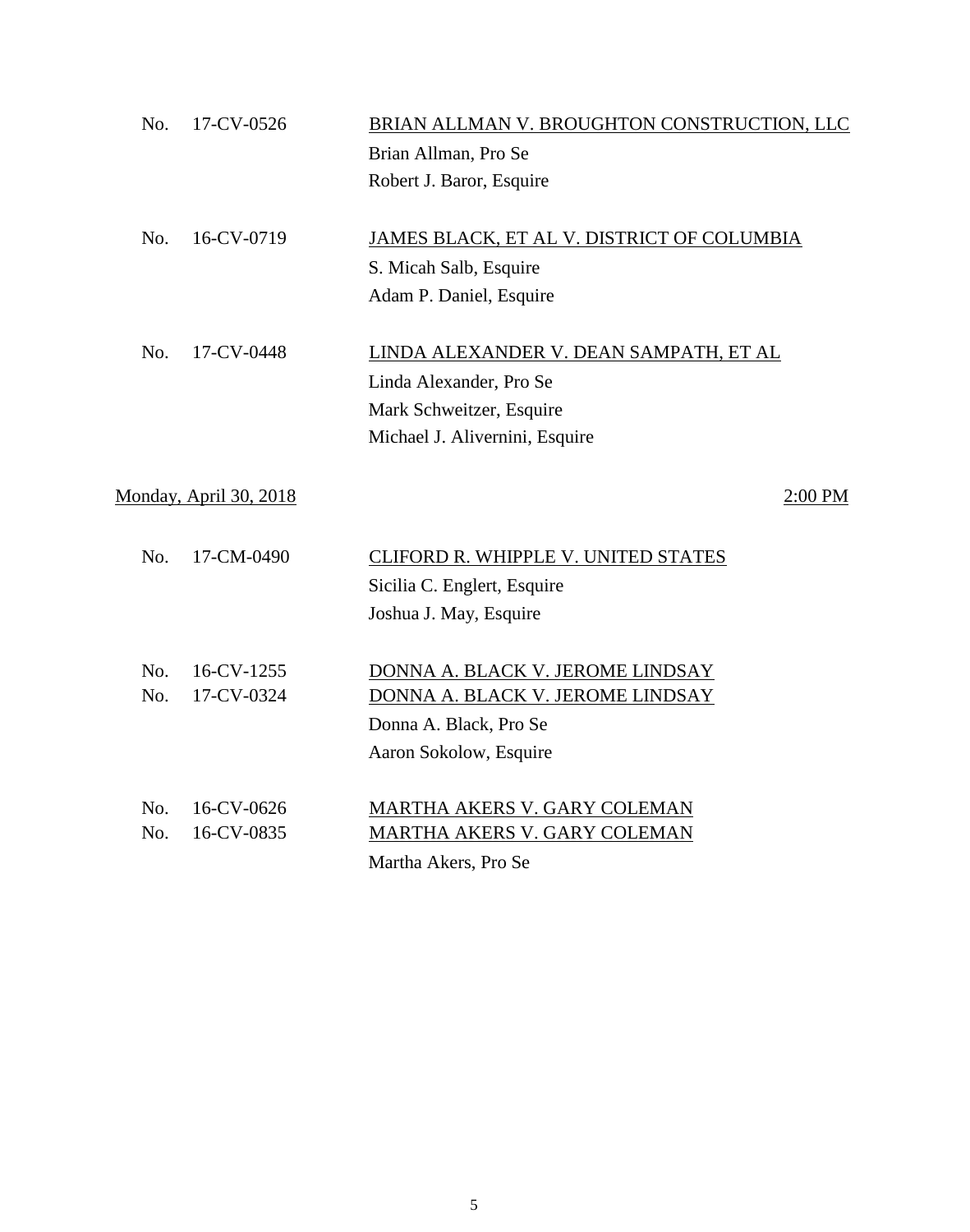No. 17-CV-0526 — <u>BRIAN ALLMAN V. BROUGHTON CONSTRUCTION, LLC</u>
Brian Allman, Pro Se
Robert J. Baror, Esquire

No. 16-CV-0719 — <u>JAMES BLACK, ET AL V. DISTRICT OF COLUMBIA</u>
S. Micah Salb, Esquire
Adam P. Daniel, Esquire

No. 17-CV-0448 — <u>LINDA ALEXANDER V. DEAN SAMPATH, ET AL</u>
Linda Alexander, Pro Se
Mark Schweitzer, Esquire
Michael J. Alivernini, Esquire

<u>Monday, April 30, 2018</u> — <u>2:00 PM</u>

No. 17-CM-0490 — <u>CLIFORD R. WHIPPLE V. UNITED STATES</u>
Sicilia C. Englert, Esquire
Joshua J. May, Esquire

No. 16-CV-1255 — <u>DONNA A. BLACK V. JEROME LINDSAY</u>
No. 17-CV-0324 — <u>DONNA A. BLACK V. JEROME LINDSAY</u>
Donna A. Black, Pro Se
Aaron Sokolow, Esquire

No. 16-CV-0626 — <u>MARTHA AKERS V. GARY COLEMAN</u>
No. 16-CV-0835 — <u>MARTHA AKERS V. GARY COLEMAN</u>
Martha Akers, Pro Se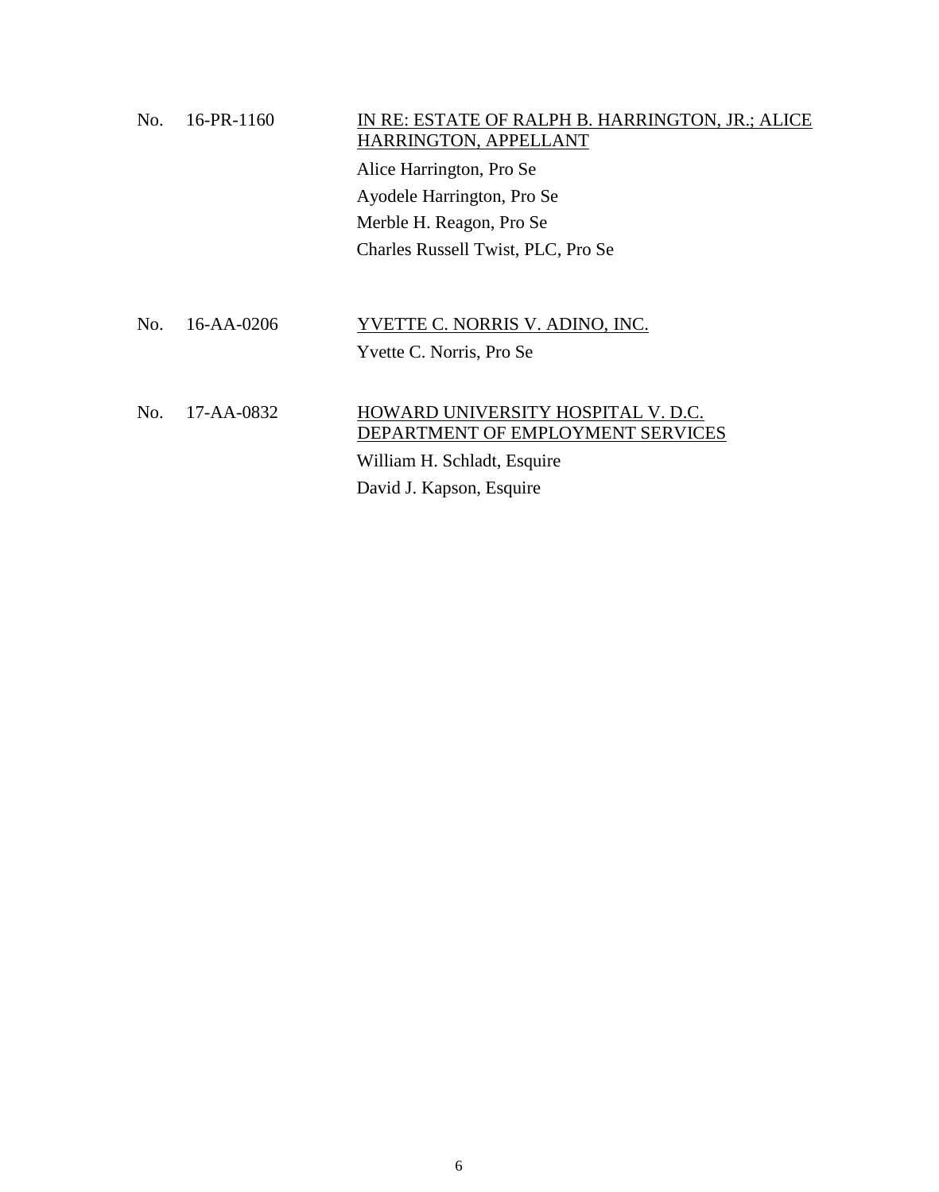No. 16-PR-1160 <u>IN RE: ESTATE OF RALPH B. HARRINGTON, JR.; ALICE HARRINGTON, APPELLANT</u>

Alice Harrington, Pro Se

Ayodele Harrington, Pro Se

Merble H. Reagon, Pro Se

Charles Russell Twist, PLC, Pro Se

No. 16-AA-0206 <u>YVETTE C. NORRIS V. ADINO, INC.</u>

Yvette C. Norris, Pro Se

No. 17-AA-0832 <u>HOWARD UNIVERSITY HOSPITAL V. D.C. DEPARTMENT OF EMPLOYMENT SERVICES</u>

William H. Schladt, Esquire

David J. Kapson, Esquire